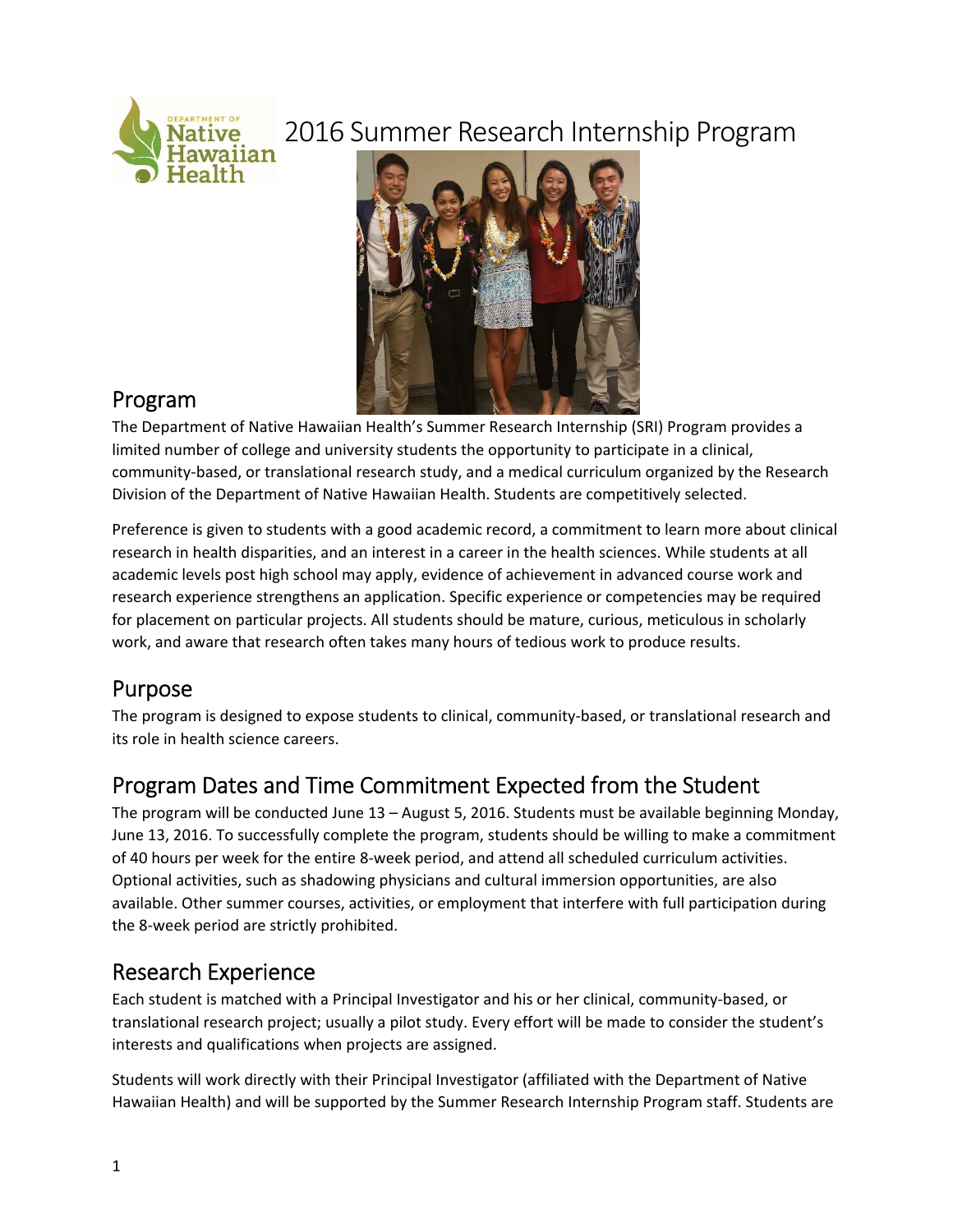# 2016 Summer Research Internship Program

## Program

The Department of Native Hawaiian Health's Summer Research Internship (SRI) Program provides a limited number of college and university students the opportunity to participate in a clinical, community-based, or translational research study, and a medical curriculum organized by the Research Division of the Department of Native Hawaiian Health. Students are competitively selected.

Preference is given to students with a good academic record, a commitment to learn more about clinical research in health disparities, and an interest in a career in the health sciences. While students at all academic levels post high school may apply, evidence of achievement in advanced course work and research experience strengthens an application. Specific experience or competencies may be required for placement on particular projects. All students should be mature, curious, meticulous in scholarly work, and aware that research often takes many hours of tedious work to produce results.

## Purpose

The program is designed to expose students to clinical, community-based, or translational research and its role in health science careers.

## Program Dates and Time Commitment Expected from the Student

The program will be conducted June 13 – August 5, 2016. Students must be available beginning Monday, June 13, 2016. To successfully complete the program, students should be willing to make a commitment of 40 hours per week for the entire 8-week period, and attend all scheduled curriculum activities. Optional activities, such as shadowing physicians and cultural immersion opportunities, are also available. Other summer courses, activities, or employment that interfere with full participation during the 8-week period are strictly prohibited.

## Research Experience

Each student is matched with a Principal Investigator and his or her clinical, community-based, or translational research project; usually a pilot study. Every effort will be made to consider the student's interests and qualifications when projects are assigned.

Students will work directly with their Principal Investigator (affiliated with the Department of Native Hawaiian Health) and will be supported by the Summer Research Internship Program staff. Students are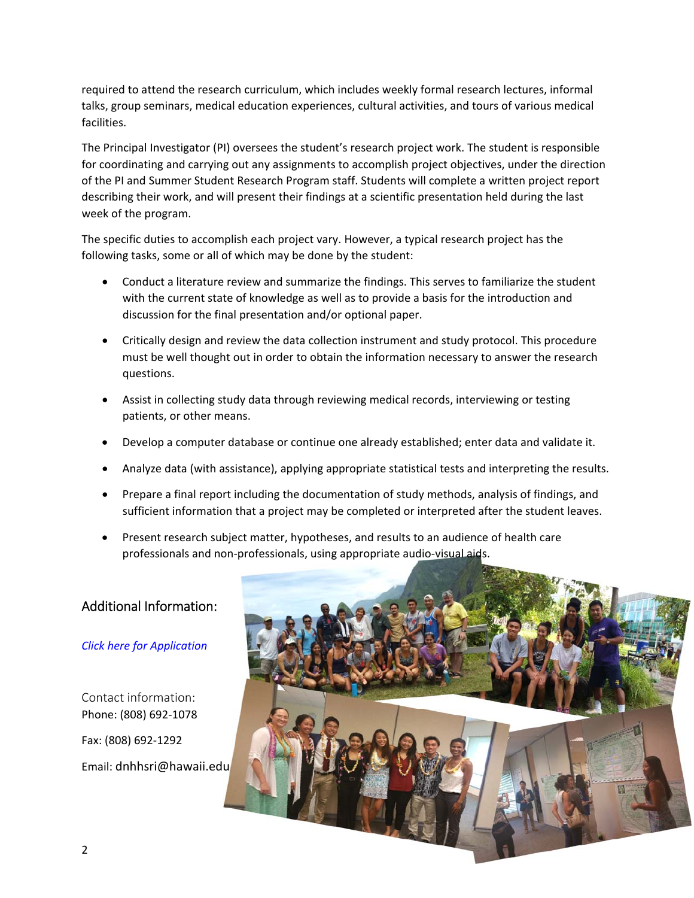required to attend the research curriculum, which includes weekly formal research lectures, informal talks, group seminars, medical education experiences, cultural activities, and tours of various medical facilities.

The Principal Investigator (PI) oversees the student's research project work. The student is responsible for coordinating and carrying out any assignments to accomplish project objectives, under the direction of the PI and Summer Student Research Program staff. Students will complete a written project report describing their work, and will present their findings at a scientific presentation held during the last week of the program.

The specific duties to accomplish each project vary. However, a typical research project has the following tasks, some or all of which may be done by the student:

- Conduct a literature review and summarize the findings. This serves to familiarize the student with the current state of knowledge as well as to provide a basis for the introduction and discussion for the final presentation and/or optional paper.
- Critically design and review the data collection instrument and study protocol. This procedure must be well thought out in order to obtain the information necessary to answer the research questions.
- Assist in collecting study data through reviewing medical records, interviewing or testing patients, or other means.
- Develop a computer database or continue one already established; enter data and validate it.
- Analyze data (with assistance), applying appropriate statistical tests and interpreting the results.
- Prepare a final report including the documentation of study methods, analysis of findings, and sufficient information that a project may be completed or interpreted after the student leaves.
- Present research subject matter, hypotheses, and results to an audience of health care professionals and non-professionals, using appropriate audio-visual aids.

## Additional Information:

*Click here for Application*

Contact information:

Phone: (808) 692-1078

Fax: (808) 692-1292

Email: dnhhsri@hawaii.edu